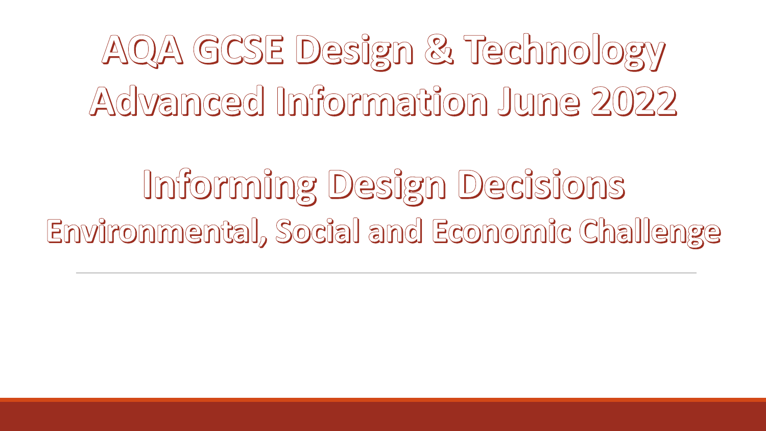# AQA GCSE Design & Technology Advanced Information June 2022

## Informing Design Decisions

### Environmental, Social and Economic Challenge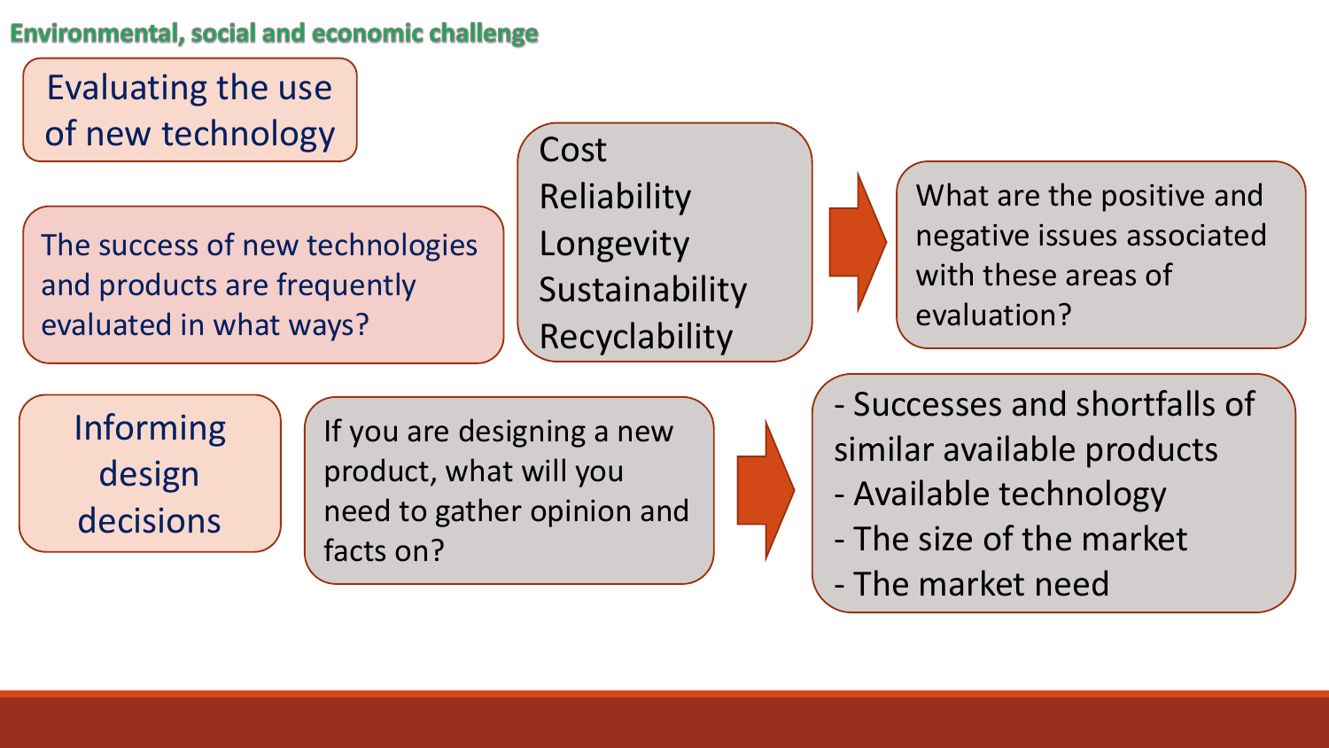## Environmental, social and economic challenge

### Evaluating the use of new technology

The success of new technologies and products are frequently evaluated in what ways?

- Cost
- Reliability
- Longevity
- Sustainability
- Recyclability

What are the positive and negative issues associated with these areas of evaluation?

### Informing design decisions

If you are designing a new product, what will you need to gather opinion and facts on?

- Successes and shortfalls of similar available products
- Available technology
- The size of the market
- The market need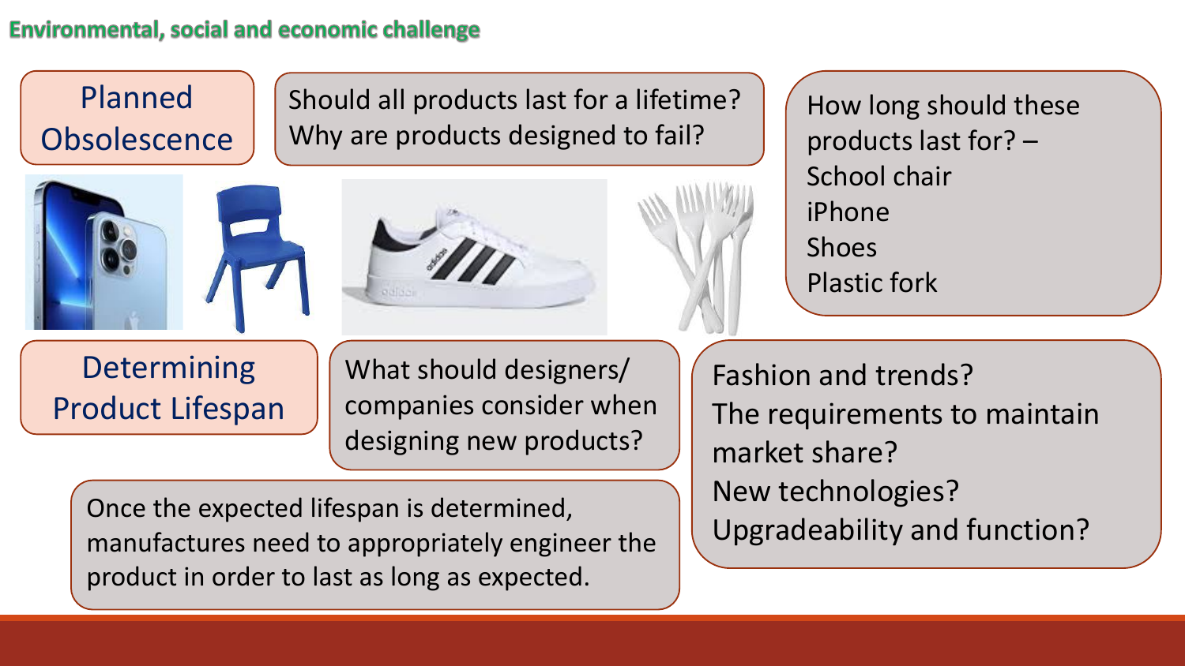## Environmental, social and economic challenge

### Planned Obsolescence

Should all products last for a lifetime?
Why are products designed to fail?

How long should these products last for? –
School chair
iPhone
Shoes
Plastic fork

### Determining Product Lifespan

What should designers/ companies consider when designing new products?

Fashion and trends?
The requirements to maintain market share?
New technologies?
Upgradeability and function?

Once the expected lifespan is determined, manufactures need to appropriately engineer the product in order to last as long as expected.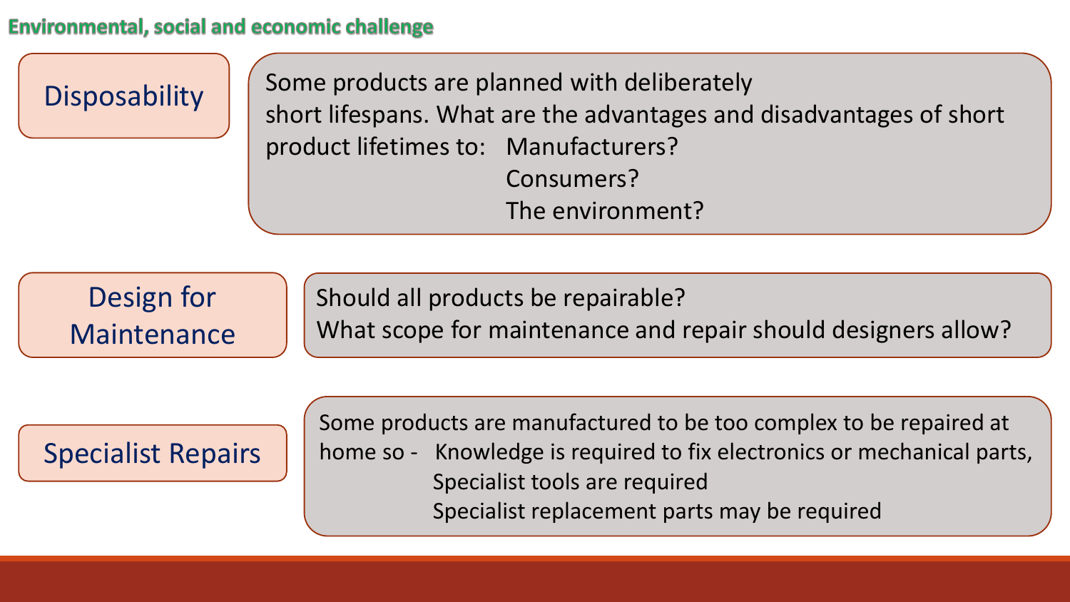## Environmental, social and economic challenge

### Disposability

Some products are planned with deliberately short lifespans. What are the advantages and disadvantages of short product lifetimes to:

- Manufacturers?
- Consumers?
- The environment?

### Design for Maintenance

Should all products be repairable?
What scope for maintenance and repair should designers allow?

### Specialist Repairs

Some products are manufactured to be too complex to be repaired at home so -

- Knowledge is required to fix electronics or mechanical parts,
- Specialist tools are required
- Specialist replacement parts may be required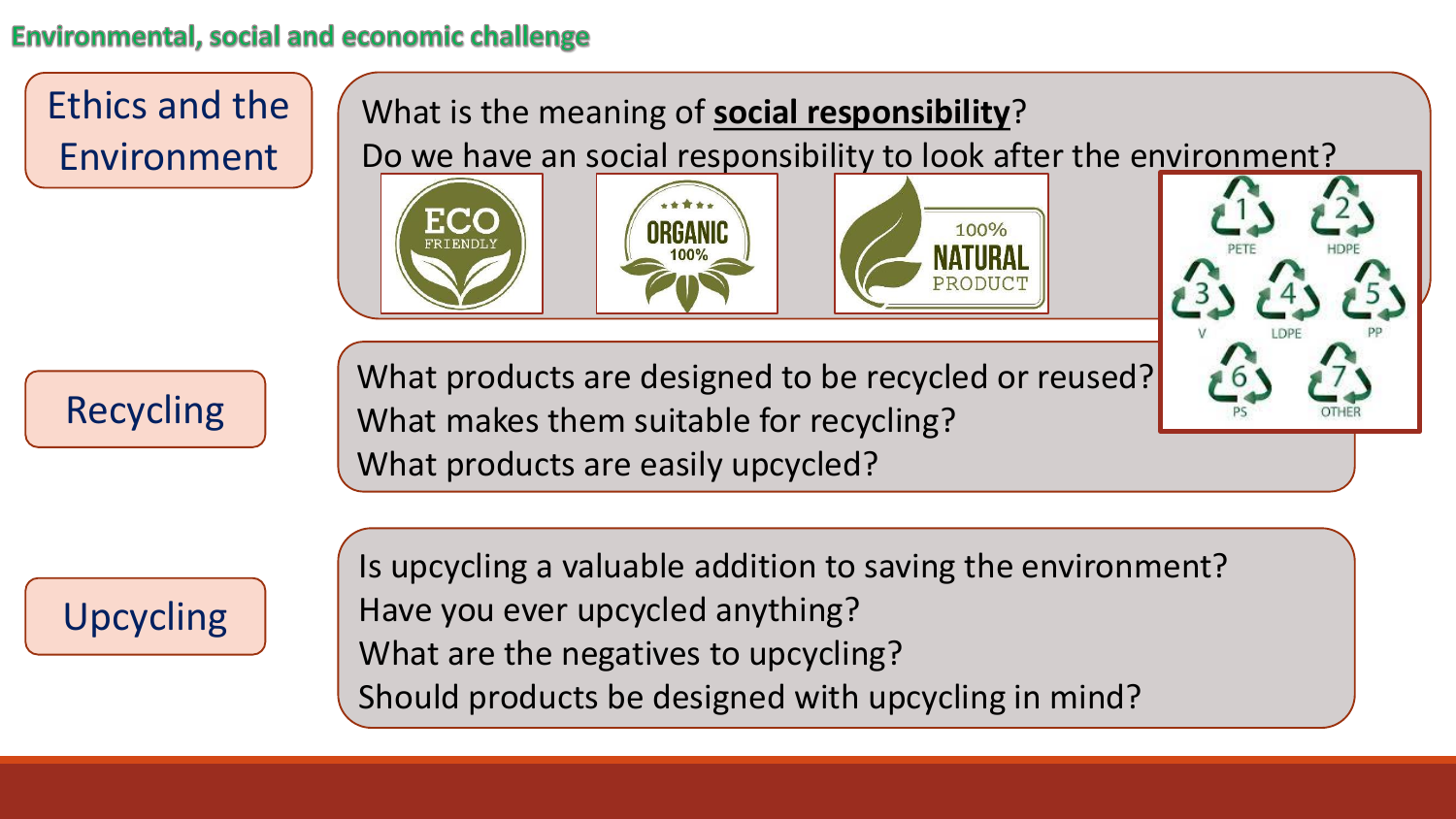## Environmental, social and economic challenge

### Ethics and the Environment

What is the meaning of **social responsibility**?
Do we have an social responsibility to look after the environment?

### Recycling

What products are designed to be recycled or reused?
What makes them suitable for recycling?
What products are easily upcycled?

### Upcycling

Is upcycling a valuable addition to saving the environment?
Have you ever upcycled anything?
What are the negatives to upcycling?
Should products be designed with upcycling in mind?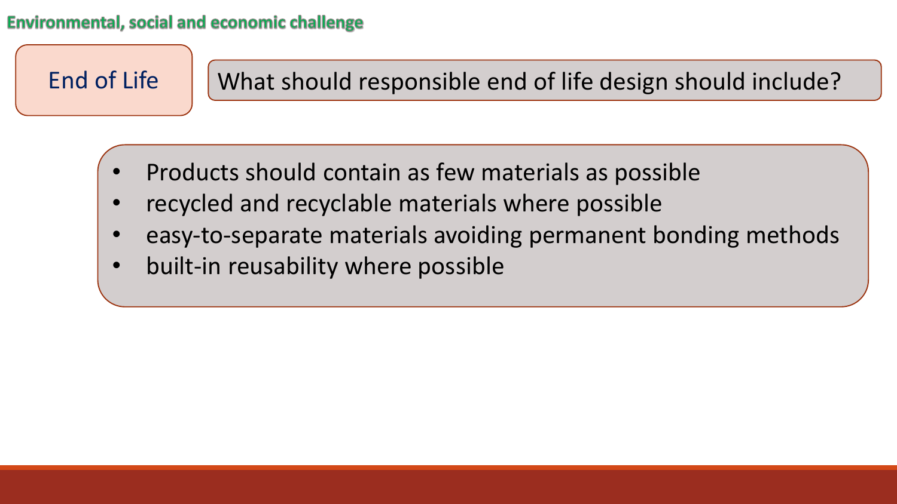Environmental, social and economic challenge

## End of Life

What should responsible end of life design should include?

- Products should contain as few materials as possible
- recycled and recyclable materials where possible
- easy-to-separate materials avoiding permanent bonding methods
- built-in reusability where possible